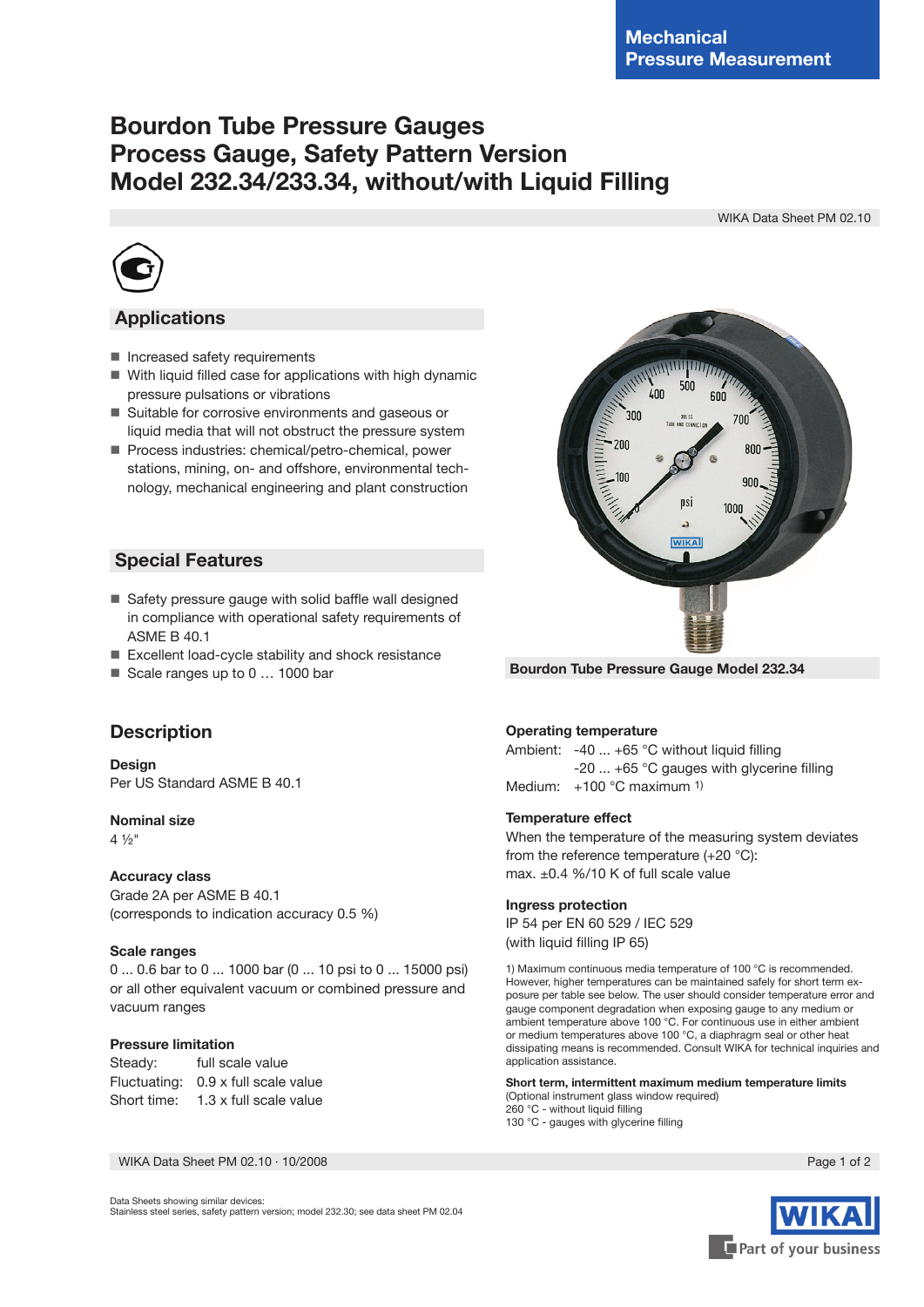Mechanical Pressure Measurement

# Bourdon Tube Pressure Gauges
# Process Gauge, Safety Pattern Version
# Model 232.34/233.34, without/with Liquid Filling

WIKA Data Sheet PM 02.10

## Applications

- Increased safety requirements
- With liquid filled case for applications with high dynamic pressure pulsations or vibrations
- Suitable for corrosive environments and gaseous or liquid media that will not obstruct the pressure system
- Process industries: chemical/petro-chemical, power stations, mining, on- and offshore, environmental technology, mechanical engineering and plant construction

## Special Features

- Safety pressure gauge with solid baffle wall designed in compliance with operational safety requirements of ASME B 40.1
- Excellent load-cycle stability and shock resistance
- Scale ranges up to 0 … 1000 bar

Bourdon Tube Pressure Gauge Model 232.34

## Description

**Design**
Per US Standard ASME B 40.1

**Nominal size**
4 ½"

**Accuracy class**
Grade 2A per ASME B 40.1
(corresponds to indication accuracy 0.5 %)

**Scale ranges**
0 ... 0.6 bar to 0 ... 1000 bar (0 ... 10 psi to 0 ... 15000 psi) or all other equivalent vacuum or combined pressure and vacuum ranges

**Pressure limitation**

| | |
|---|---|
| Steady: | full scale value |
| Fluctuating: | 0.9 x full scale value |
| Short time: | 1.3 x full scale value |

**Operating temperature**

| | |
|---|---|
| Ambient: | -40 ... +65 °C without liquid filling |
| | -20 ... +65 °C gauges with glycerine filling |
| Medium: | +100 °C maximum [1] |

**Temperature effect**
When the temperature of the measuring system deviates from the reference temperature (+20 °C):
max. ±0.4 %/10 K of full scale value

**Ingress protection**
IP 54 per EN 60 529 / IEC 529
(with liquid filling IP 65)

1) Maximum continuous media temperature of 100 °C is recommended. However, higher temperatures can be maintained safely for short term exposure per table see below. The user should consider temperature error and gauge component degradation when exposing gauge to any medium or ambient temperature above 100 °C. For continuous use in either ambient or medium temperatures above 100 °C, a diaphragm seal or other heat dissipating means is recommended. Consult WIKA for technical inquiries and application assistance.

**Short term, intermittent maximum medium temperature limits**
(Optional instrument glass window required)
260 °C - without liquid filling
130 °C - gauges with glycerine filling

Data Sheets showing similar devices:
Stainless steel series, safety pattern version; model 232.30; see data sheet PM 02.04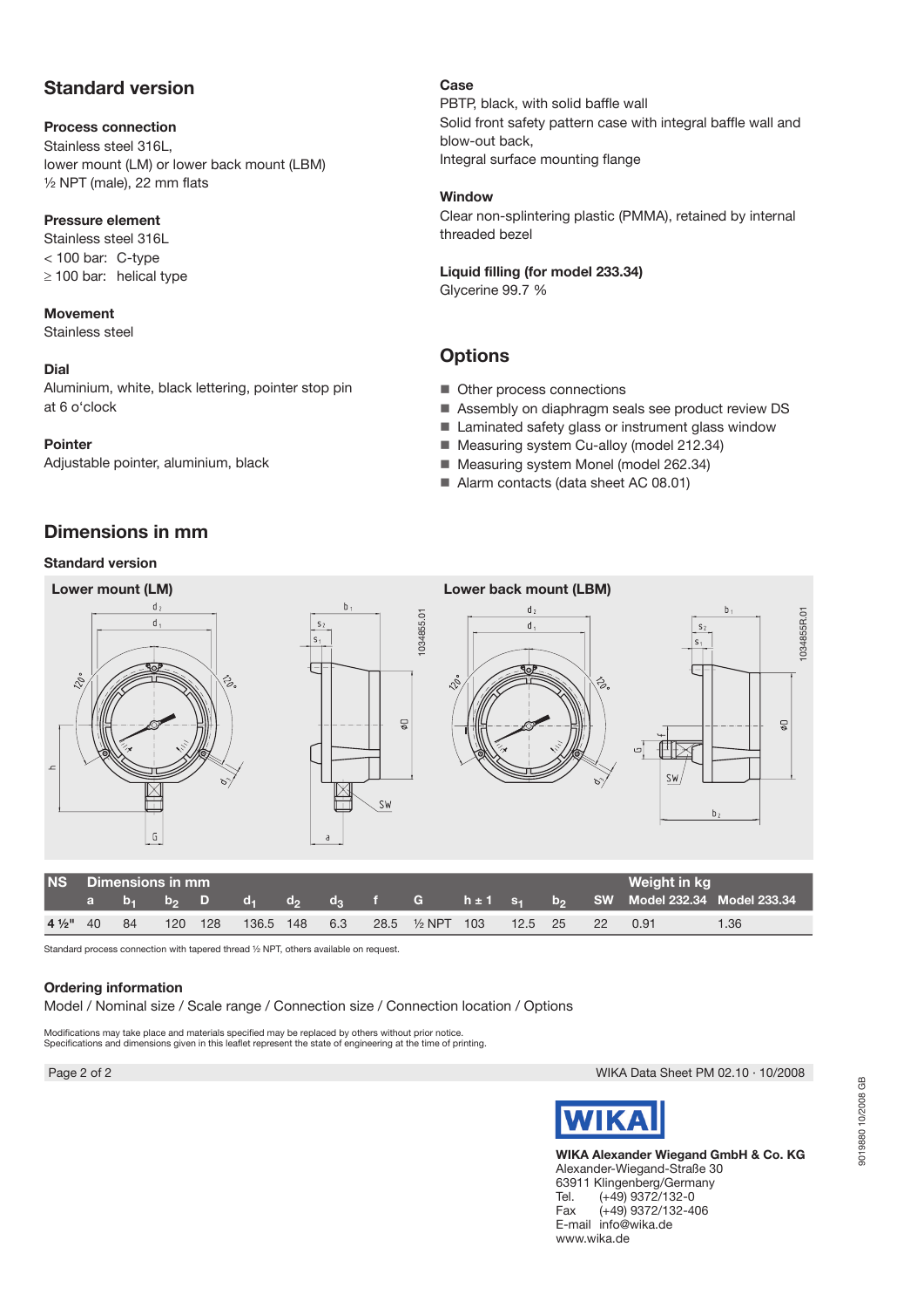## Standard version

**Process connection**
Stainless steel 316L,
lower mount (LM) or lower back mount (LBM)
½ NPT (male), 22 mm flats

**Pressure element**
Stainless steel 316L
< 100 bar: C-type
≥ 100 bar: helical type

**Movement**
Stainless steel

**Dial**
Aluminium, white, black lettering, pointer stop pin at 6 o'clock

**Pointer**
Adjustable pointer, aluminium, black

**Case**
PBTP, black, with solid baffle wall
Solid front safety pattern case with integral baffle wall and blow-out back,
Integral surface mounting flange

**Window**
Clear non-splintering plastic (PMMA), retained by internal threaded bezel

**Liquid filling (for model 233.34)**
Glycerine 99.7 %

## Options

- Other process connections
- Assembly on diaphragm seals see product review DS
- Laminated safety glass or instrument glass window
- Measuring system Cu-alloy (model 212.34)
- Measuring system Monel (model 262.34)
- Alarm contacts (data sheet AC 08.01)

## Dimensions in mm

**Standard version**

Lower mount (LM)

Lower back mount (LBM)

| NS | Dimensions in mm | | | | | | | | | | | | | Weight in kg | |
|---|---|---|---|---|---|---|---|---|---|---|---|---|---|---|---|
| | a | $b_1$ | $b_2$ | D | $d_1$ | $d_2$ | $d_3$ | f | G | h ± 1 | $s_1$ | $b_2$ | SW | Model 232.34 | Model 233.34 |
| 4 ½" | 40 | 84 | 120 | 128 | 136.5 | 148 | 6.3 | 28.5 | ½ NPT | 103 | 12.5 | 25 | 22 | 0.91 | 1.36 |

Standard process connection with tapered thread ½ NPT, others available on request.

**Ordering information**
Model / Nominal size / Scale range / Connection size / Connection location / Options

Modifications may take place and materials specified may be replaced by others without prior notice.
Specifications and dimensions given in this leaflet represent the state of engineering at the time of printing.

WIKA Data Sheet PM 02.10 · 10/2008

**WIKA Alexander Wiegand GmbH & Co. KG**
Alexander-Wiegand-Straße 30
63911 Klingenberg/Germany
Tel. (+49) 9372/132-0
Fax (+49) 9372/132-406
E-mail info@wika.de
www.wika.de

9019880 10/2008 GB